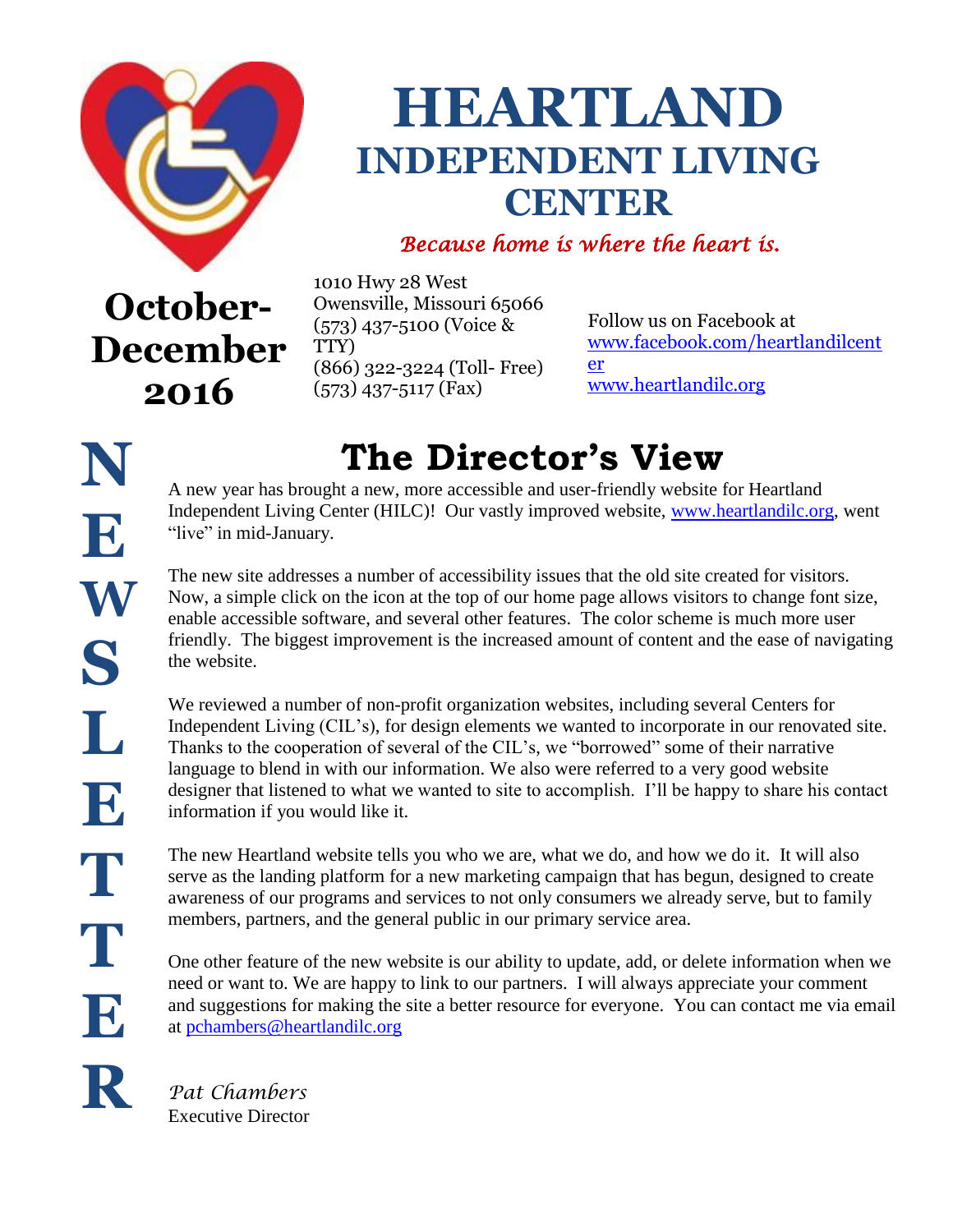# HEARTLAND INDEPENDENT LIVING CENTER

*Because home is where the heart is.*

**October-December 2016**

1010 Hwy 28 West
Owensville, Missouri 65066
(573) 437-5100 (Voice & TTY)
(866) 322-3224 (Toll- Free)
(573) 437-5117 (Fax)

Follow us on Facebook at
www.facebook.com/heartlandilcenter
www.heartlandilc.org

**NEWSLETTER**

## The Director's View

A new year has brought a new, more accessible and user-friendly website for Heartland Independent Living Center (HILC)! Our vastly improved website, www.heartlandilc.org, went "live" in mid-January.

The new site addresses a number of accessibility issues that the old site created for visitors. Now, a simple click on the icon at the top of our home page allows visitors to change font size, enable accessible software, and several other features. The color scheme is much more user friendly. The biggest improvement is the increased amount of content and the ease of navigating the website.

We reviewed a number of non-profit organization websites, including several Centers for Independent Living (CIL's), for design elements we wanted to incorporate in our renovated site. Thanks to the cooperation of several of the CIL's, we "borrowed" some of their narrative language to blend in with our information. We also were referred to a very good website designer that listened to what we wanted to site to accomplish. I'll be happy to share his contact information if you would like it.

The new Heartland website tells you who we are, what we do, and how we do it. It will also serve as the landing platform for a new marketing campaign that has begun, designed to create awareness of our programs and services to not only consumers we already serve, but to family members, partners, and the general public in our primary service area.

One other feature of the new website is our ability to update, add, or delete information when we need or want to. We are happy to link to our partners. I will always appreciate your comment and suggestions for making the site a better resource for everyone. You can contact me via email at pchambers@heartlandilc.org

*Pat Chambers*
Executive Director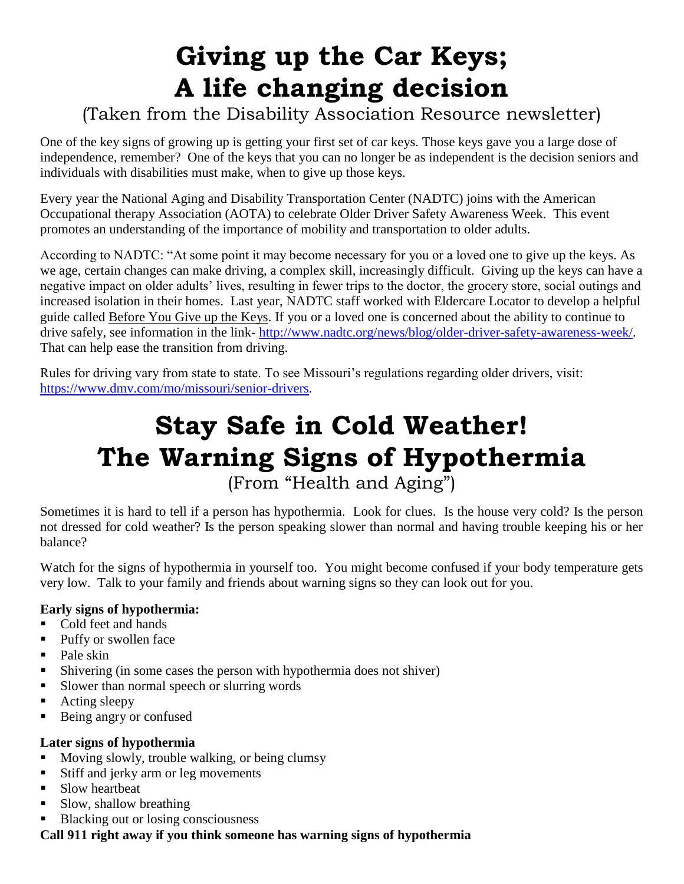# Giving up the Car Keys; A life changing decision

(Taken from the Disability Association Resource newsletter)

One of the key signs of growing up is getting your first set of car keys. Those keys gave you a large dose of independence, remember? One of the keys that you can no longer be as independent is the decision seniors and individuals with disabilities must make, when to give up those keys.

Every year the National Aging and Disability Transportation Center (NADTC) joins with the American Occupational therapy Association (AOTA) to celebrate Older Driver Safety Awareness Week. This event promotes an understanding of the importance of mobility and transportation to older adults.

According to NADTC: "At some point it may become necessary for you or a loved one to give up the keys. As we age, certain changes can make driving, a complex skill, increasingly difficult. Giving up the keys can have a negative impact on older adults' lives, resulting in fewer trips to the doctor, the grocery store, social outings and increased isolation in their homes. Last year, NADTC staff worked with Eldercare Locator to develop a helpful guide called Before You Give up the Keys. If you or a loved one is concerned about the ability to continue to drive safely, see information in the link- http://www.nadtc.org/news/blog/older-driver-safety-awareness-week/. That can help ease the transition from driving.

Rules for driving vary from state to state. To see Missouri's regulations regarding older drivers, visit: https://www.dmv.com/mo/missouri/senior-drivers.

# Stay Safe in Cold Weather! The Warning Signs of Hypothermia

(From "Health and Aging")

Sometimes it is hard to tell if a person has hypothermia. Look for clues. Is the house very cold? Is the person not dressed for cold weather? Is the person speaking slower than normal and having trouble keeping his or her balance?

Watch for the signs of hypothermia in yourself too. You might become confused if your body temperature gets very low. Talk to your family and friends about warning signs so they can look out for you.

**Early signs of hypothermia:**

- Cold feet and hands
- Puffy or swollen face
- Pale skin
- Shivering (in some cases the person with hypothermia does not shiver)
- Slower than normal speech or slurring words
- Acting sleepy
- Being angry or confused

**Later signs of hypothermia**

- Moving slowly, trouble walking, or being clumsy
- Stiff and jerky arm or leg movements
- Slow heartbeat
- Slow, shallow breathing
- Blacking out or losing consciousness

**Call 911 right away if you think someone has warning signs of hypothermia**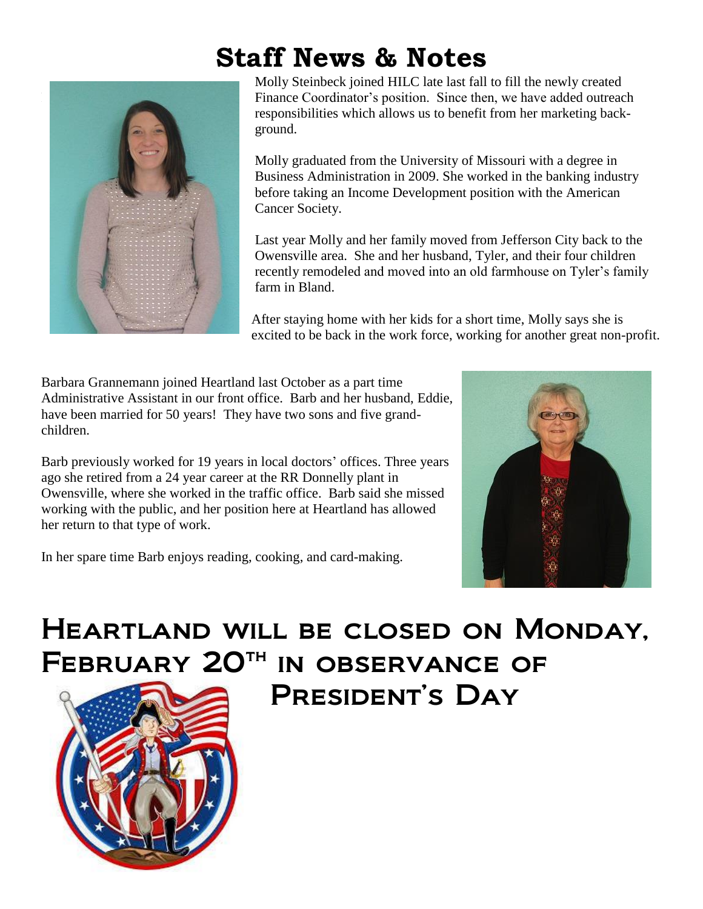# Staff News & Notes

Molly Steinbeck joined HILC late last fall to fill the newly created Finance Coordinator's position. Since then, we have added outreach responsibilities which allows us to benefit from her marketing background.

Molly graduated from the University of Missouri with a degree in Business Administration in 2009. She worked in the banking industry before taking an Income Development position with the American Cancer Society.

Last year Molly and her family moved from Jefferson City back to the Owensville area. She and her husband, Tyler, and their four children recently remodeled and moved into an old farmhouse on Tyler's family farm in Bland.

After staying home with her kids for a short time, Molly says she is excited to be back in the work force, working for another great non-profit.

Barbara Grannemann joined Heartland last October as a part time Administrative Assistant in our front office. Barb and her husband, Eddie, have been married for 50 years! They have two sons and five grandchildren.

Barb previously worked for 19 years in local doctors' offices. Three years ago she retired from a 24 year career at the RR Donnelly plant in Owensville, where she worked in the traffic office. Barb said she missed working with the public, and her position here at Heartland has allowed her return to that type of work.

In her spare time Barb enjoys reading, cooking, and card-making.

# Heartland will be closed on Monday, February 20th in observance of President's Day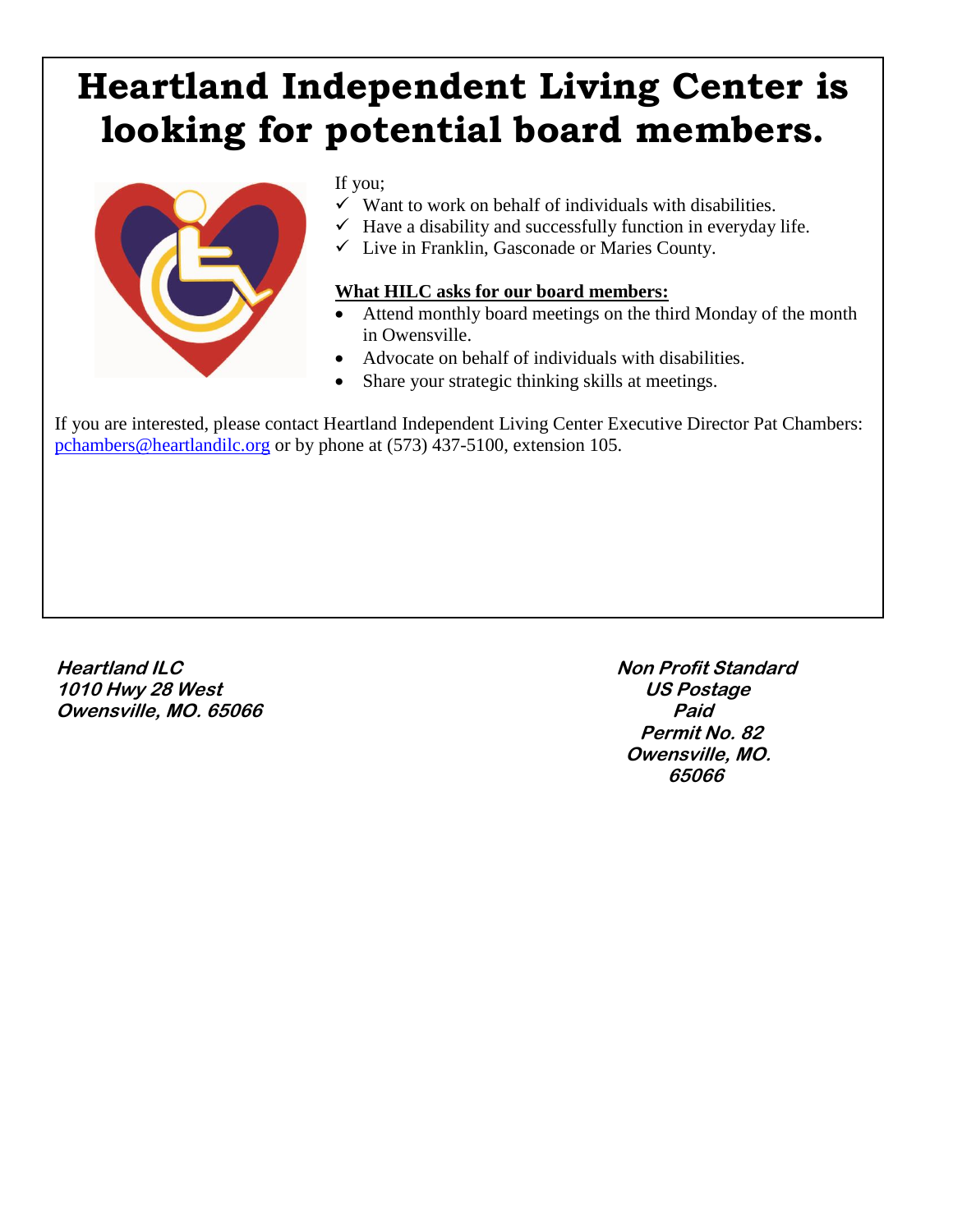# Heartland Independent Living Center is looking for potential board members.

If you;

- ✓ Want to work on behalf of individuals with disabilities.
- ✓ Have a disability and successfully function in everyday life.
- ✓ Live in Franklin, Gasconade or Maries County.

**<u>What HILC asks for our board members:</u>**

- Attend monthly board meetings on the third Monday of the month in Owensville.
- Advocate on behalf of individuals with disabilities.
- Share your strategic thinking skills at meetings.

If you are interested, please contact Heartland Independent Living Center Executive Director Pat Chambers: pchambers@heartlandilc.org or by phone at (573) 437-5100, extension 105.

***Heartland ILC***
***1010 Hwy 28 West***
***Owensville, MO. 65066***

***Non Profit Standard***
***US Postage***
***Paid***
***Permit No. 82***
***Owensville, MO.***
***65066***